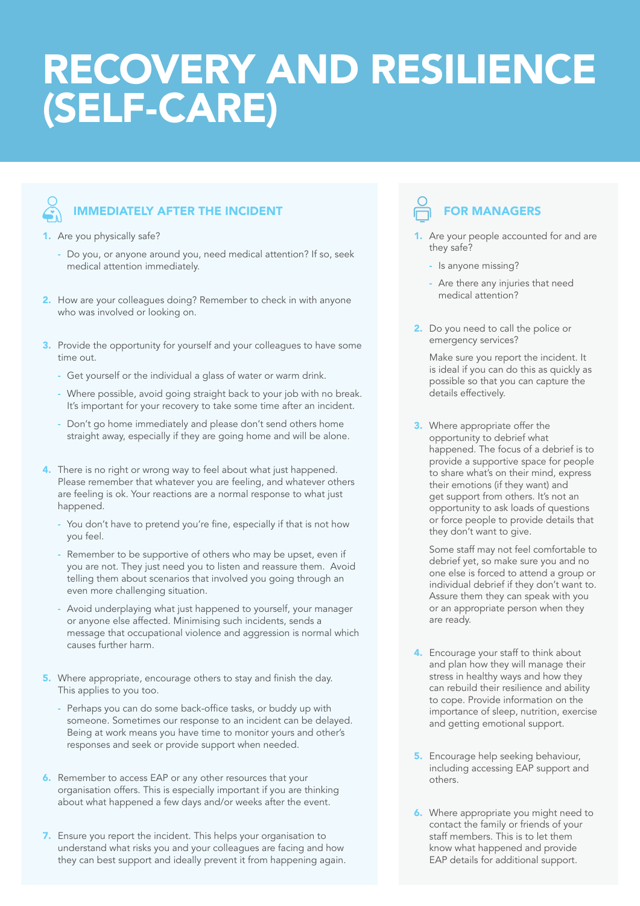# RECOVERY AND RESILIENCE (SELF-CARE)

## IMMEDIATELY AFTER THE INCIDENT

1. Are you physically safe?
   - Do you, or anyone around you, need medical attention? If so, seek medical attention immediately.

2. How are your colleagues doing? Remember to check in with anyone who was involved or looking on.

3. Provide the opportunity for yourself and your colleagues to have some time out.
   - Get yourself or the individual a glass of water or warm drink.
   - Where possible, avoid going straight back to your job with no break. It's important for your recovery to take some time after an incident.
   - Don't go home immediately and please don't send others home straight away, especially if they are going home and will be alone.

4. There is no right or wrong way to feel about what just happened. Please remember that whatever you are feeling, and whatever others are feeling is ok. Your reactions are a normal response to what just happened.
   - You don't have to pretend you're fine, especially if that is not how you feel.
   - Remember to be supportive of others who may be upset, even if you are not. They just need you to listen and reassure them. Avoid telling them about scenarios that involved you going through an even more challenging situation.
   - Avoid underplaying what just happened to yourself, your manager or anyone else affected. Minimising such incidents, sends a message that occupational violence and aggression is normal which causes further harm.

5. Where appropriate, encourage others to stay and finish the day. This applies to you too.
   - Perhaps you can do some back-office tasks, or buddy up with someone. Sometimes our response to an incident can be delayed. Being at work means you have time to monitor yours and other's responses and seek or provide support when needed.

6. Remember to access EAP or any other resources that your organisation offers. This is especially important if you are thinking about what happened a few days and/or weeks after the event.

7. Ensure you report the incident. This helps your organisation to understand what risks you and your colleagues are facing and how they can best support and ideally prevent it from happening again.

## FOR MANAGERS

1. Are your people accounted for and are they safe?
   - Is anyone missing?
   - Are there any injuries that need medical attention?

2. Do you need to call the police or emergency services?

   Make sure you report the incident. It is ideal if you can do this as quickly as possible so that you can capture the details effectively.

3. Where appropriate offer the opportunity to debrief what happened. The focus of a debrief is to provide a supportive space for people to share what's on their mind, express their emotions (if they want) and get support from others. It's not an opportunity to ask loads of questions or force people to provide details that they don't want to give.

   Some staff may not feel comfortable to debrief yet, so make sure you and no one else is forced to attend a group or individual debrief if they don't want to. Assure them they can speak with you or an appropriate person when they are ready.

4. Encourage your staff to think about and plan how they will manage their stress in healthy ways and how they can rebuild their resilience and ability to cope. Provide information on the importance of sleep, nutrition, exercise and getting emotional support.

5. Encourage help seeking behaviour, including accessing EAP support and others.

6. Where appropriate you might need to contact the family or friends of your staff members. This is to let them know what happened and provide EAP details for additional support.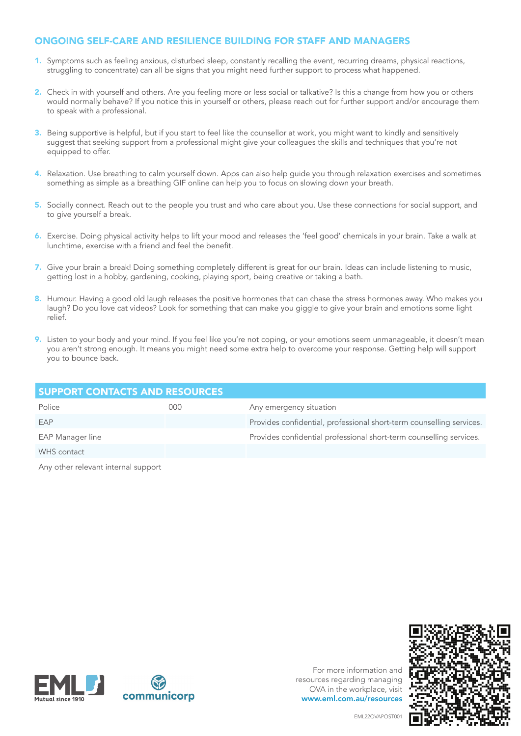## ONGOING SELF-CARE AND RESILIENCE BUILDING FOR STAFF AND MANAGERS

1. Symptoms such as feeling anxious, disturbed sleep, constantly recalling the event, recurring dreams, physical reactions, struggling to concentrate) can all be signs that you might need further support to process what happened.

2. Check in with yourself and others. Are you feeling more or less social or talkative? Is this a change from how you or others would normally behave? If you notice this in yourself or others, please reach out for further support and/or encourage them to speak with a professional.

3. Being supportive is helpful, but if you start to feel like the counsellor at work, you might want to kindly and sensitively suggest that seeking support from a professional might give your colleagues the skills and techniques that you're not equipped to offer.

4. Relaxation. Use breathing to calm yourself down. Apps can also help guide you through relaxation exercises and sometimes something as simple as a breathing GIF online can help you to focus on slowing down your breath.

5. Socially connect. Reach out to the people you trust and who care about you. Use these connections for social support, and to give yourself a break.

6. Exercise. Doing physical activity helps to lift your mood and releases the 'feel good' chemicals in your brain. Take a walk at lunchtime, exercise with a friend and feel the benefit.

7. Give your brain a break! Doing something completely different is great for our brain. Ideas can include listening to music, getting lost in a hobby, gardening, cooking, playing sport, being creative or taking a bath.

8. Humour. Having a good old laugh releases the positive hormones that can chase the stress hormones away. Who makes you laugh? Do you love cat videos? Look for something that can make you giggle to give your brain and emotions some light relief.

9. Listen to your body and your mind. If you feel like you're not coping, or your emotions seem unmanageable, it doesn't mean you aren't strong enough. It means you might need some extra help to overcome your response. Getting help will support you to bounce back.

## SUPPORT CONTACTS AND RESOURCES

| | | |
|---|---|---|
| Police | 000 | Any emergency situation |
| EAP | | Provides confidential, professional short-term counselling services. |
| EAP Manager line | | Provides confidential professional short-term counselling services. |
| WHS contact | | |
| Any other relevant internal support | | |

EML Mutual since 1910

communicorp

For more information and resources regarding managing OVA in the workplace, visit **www.eml.com.au/resources**

EML22OVAPOST001